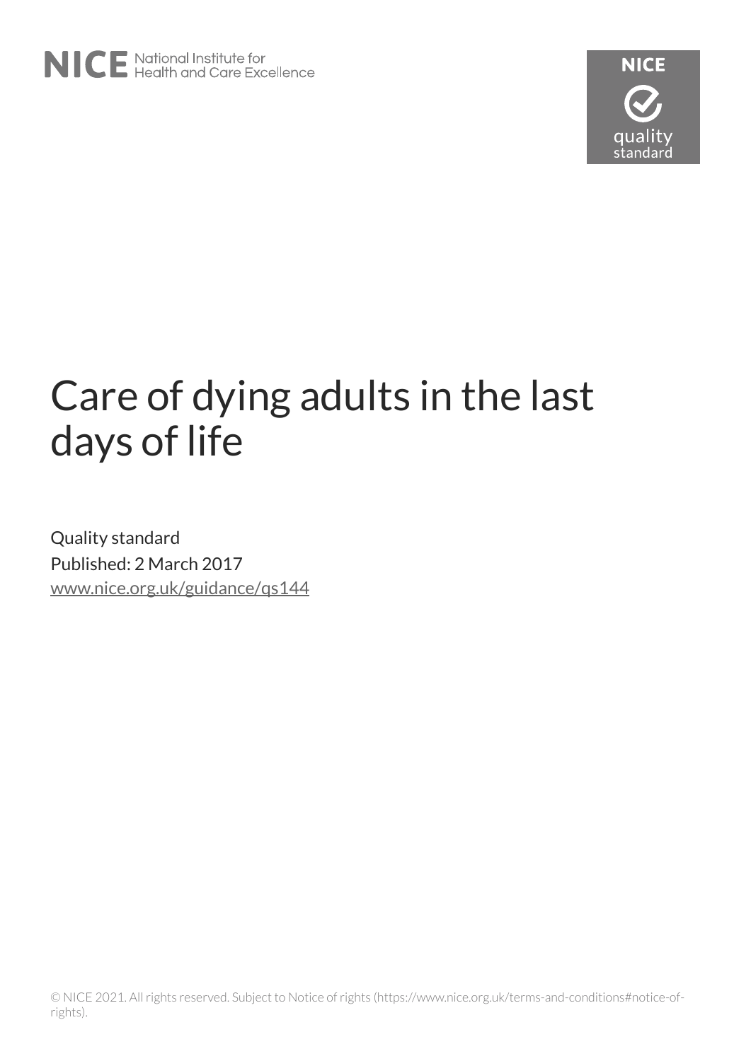NICE National Institute for Health and Care Excellence

NICE quality standard

# Care of dying adults in the last days of life

Quality standard

Published: 2 March 2017

www.nice.org.uk/guidance/qs144

© NICE 2021. All rights reserved. Subject to Notice of rights (https://www.nice.org.uk/terms-and-conditions#notice-of-rights).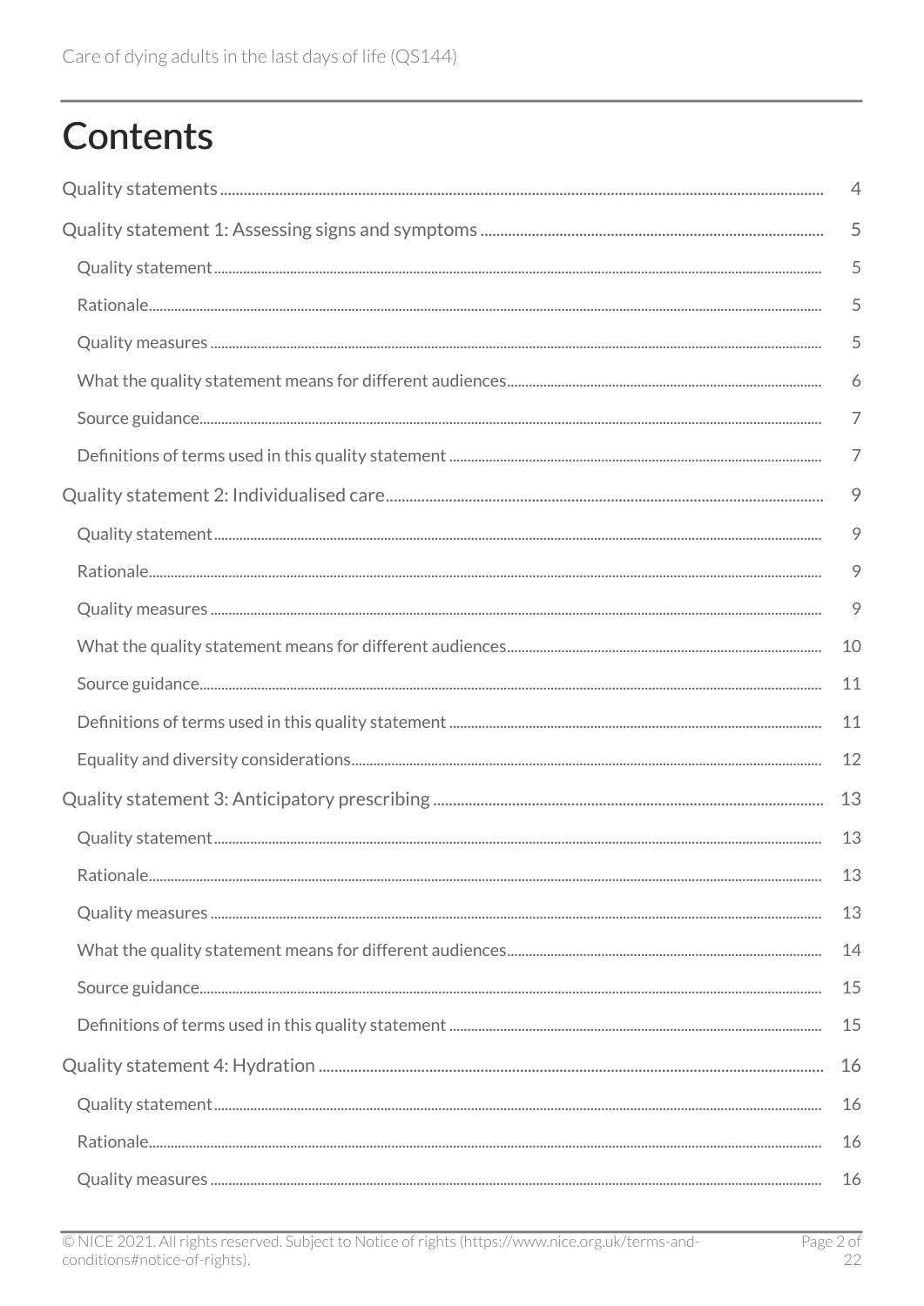# Contents

Quality statements ........ 4

Quality statement 1: Assessing signs and symptoms ........ 5

- Quality statement ........ 5
- Rationale ........ 5
- Quality measures ........ 5
- What the quality statement means for different audiences ........ 6
- Source guidance ........ 7
- Definitions of terms used in this quality statement ........ 7

Quality statement 2: Individualised care ........ 9

- Quality statement ........ 9
- Rationale ........ 9
- Quality measures ........ 9
- What the quality statement means for different audiences ........ 10
- Source guidance ........ 11
- Definitions of terms used in this quality statement ........ 11
- Equality and diversity considerations ........ 12

Quality statement 3: Anticipatory prescribing ........ 13

- Quality statement ........ 13
- Rationale ........ 13
- Quality measures ........ 13
- What the quality statement means for different audiences ........ 14
- Source guidance ........ 15
- Definitions of terms used in this quality statement ........ 15

Quality statement 4: Hydration ........ 16

- Quality statement ........ 16
- Rationale ........ 16
- Quality measures ........ 16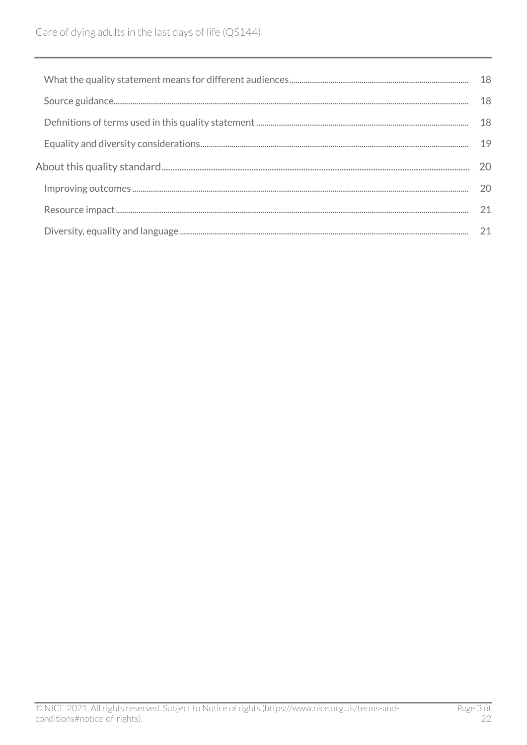- What the quality statement means for different audiences 18
- Source guidance 18
- Definitions of terms used in this quality statement 18
- Equality and diversity considerations 19

About this quality standard 20

- Improving outcomes 20
- Resource impact 21
- Diversity, equality and language 21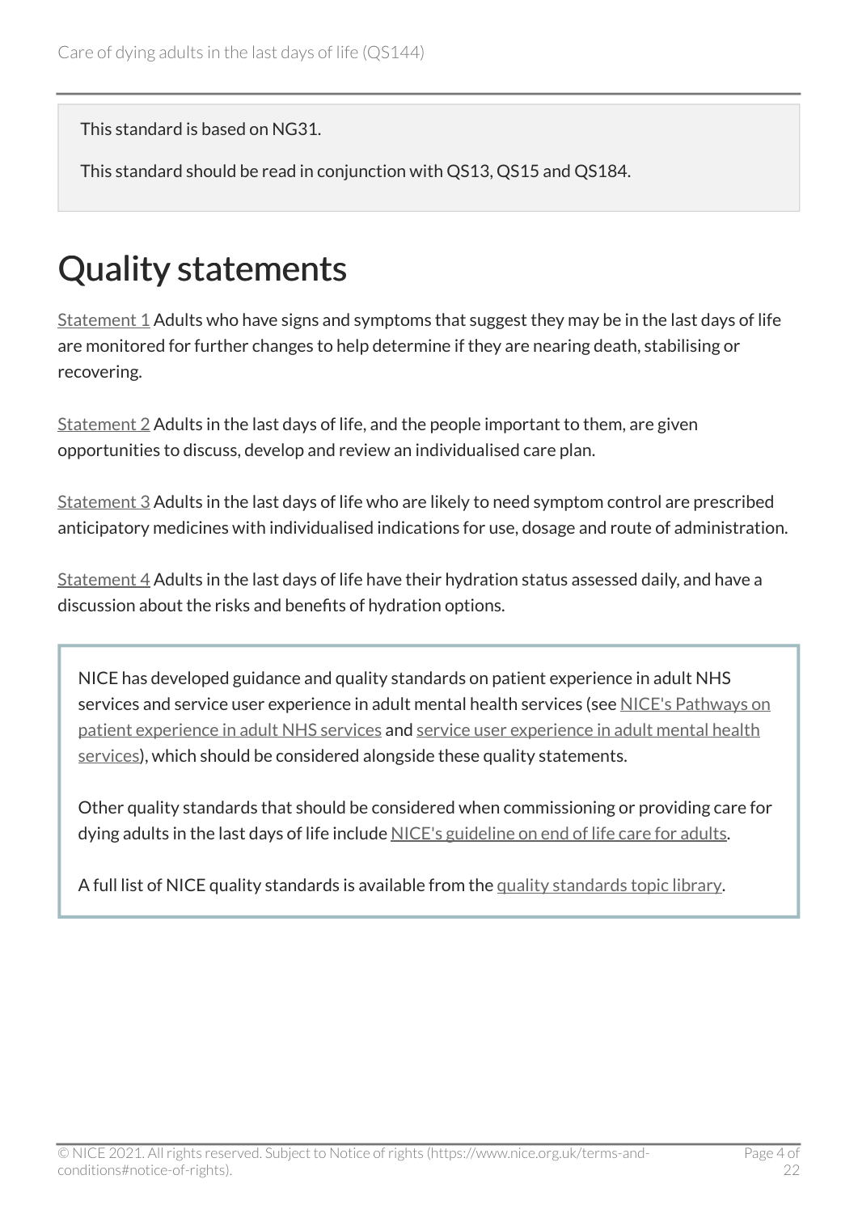This standard is based on NG31.

This standard should be read in conjunction with QS13, QS15 and QS184.

# Quality statements

Statement 1 Adults who have signs and symptoms that suggest they may be in the last days of life are monitored for further changes to help determine if they are nearing death, stabilising or recovering.

Statement 2 Adults in the last days of life, and the people important to them, are given opportunities to discuss, develop and review an individualised care plan.

Statement 3 Adults in the last days of life who are likely to need symptom control are prescribed anticipatory medicines with individualised indications for use, dosage and route of administration.

Statement 4 Adults in the last days of life have their hydration status assessed daily, and have a discussion about the risks and benefits of hydration options.

NICE has developed guidance and quality standards on patient experience in adult NHS services and service user experience in adult mental health services (see NICE's Pathways on patient experience in adult NHS services and service user experience in adult mental health services), which should be considered alongside these quality statements.

Other quality standards that should be considered when commissioning or providing care for dying adults in the last days of life include NICE's guideline on end of life care for adults.

A full list of NICE quality standards is available from the quality standards topic library.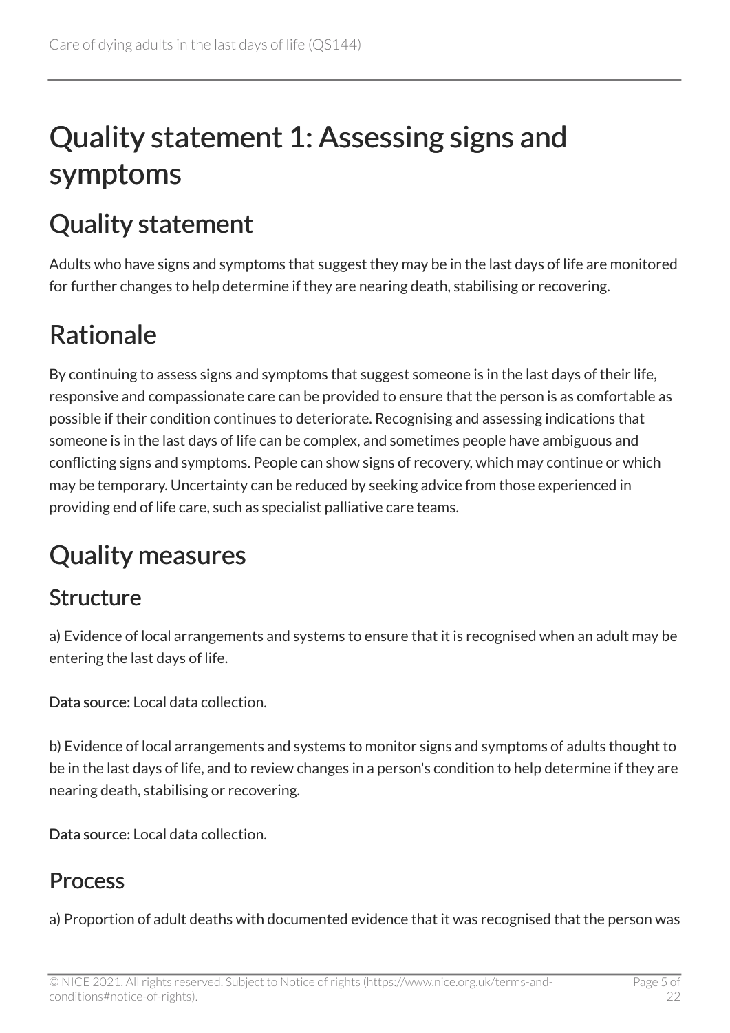# Quality statement 1: Assessing signs and symptoms

## Quality statement

Adults who have signs and symptoms that suggest they may be in the last days of life are monitored for further changes to help determine if they are nearing death, stabilising or recovering.

## Rationale

By continuing to assess signs and symptoms that suggest someone is in the last days of their life, responsive and compassionate care can be provided to ensure that the person is as comfortable as possible if their condition continues to deteriorate. Recognising and assessing indications that someone is in the last days of life can be complex, and sometimes people have ambiguous and conflicting signs and symptoms. People can show signs of recovery, which may continue or which may be temporary. Uncertainty can be reduced by seeking advice from those experienced in providing end of life care, such as specialist palliative care teams.

## Quality measures

### Structure

a) Evidence of local arrangements and systems to ensure that it is recognised when an adult may be entering the last days of life.

**Data source:** Local data collection.

b) Evidence of local arrangements and systems to monitor signs and symptoms of adults thought to be in the last days of life, and to review changes in a person's condition to help determine if they are nearing death, stabilising or recovering.

**Data source:** Local data collection.

### Process

a) Proportion of adult deaths with documented evidence that it was recognised that the person was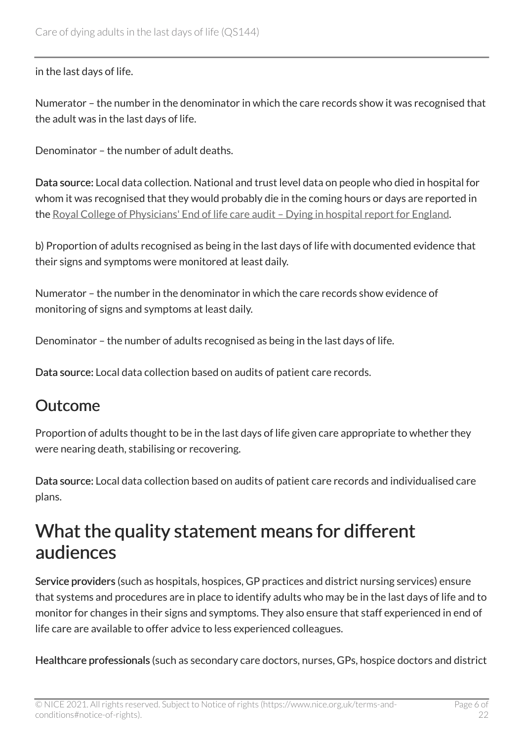in the last days of life.

Numerator – the number in the denominator in which the care records show it was recognised that the adult was in the last days of life.

Denominator – the number of adult deaths.

**Data source:** Local data collection. National and trust level data on people who died in hospital for whom it was recognised that they would probably die in the coming hours or days are reported in the Royal College of Physicians' End of life care audit – Dying in hospital report for England.

b) Proportion of adults recognised as being in the last days of life with documented evidence that their signs and symptoms were monitored at least daily.

Numerator – the number in the denominator in which the care records show evidence of monitoring of signs and symptoms at least daily.

Denominator – the number of adults recognised as being in the last days of life.

**Data source:** Local data collection based on audits of patient care records.

## Outcome

Proportion of adults thought to be in the last days of life given care appropriate to whether they were nearing death, stabilising or recovering.

**Data source:** Local data collection based on audits of patient care records and individualised care plans.

# What the quality statement means for different audiences

**Service providers** (such as hospitals, hospices, GP practices and district nursing services) ensure that systems and procedures are in place to identify adults who may be in the last days of life and to monitor for changes in their signs and symptoms. They also ensure that staff experienced in end of life care are available to offer advice to less experienced colleagues.

**Healthcare professionals** (such as secondary care doctors, nurses, GPs, hospice doctors and district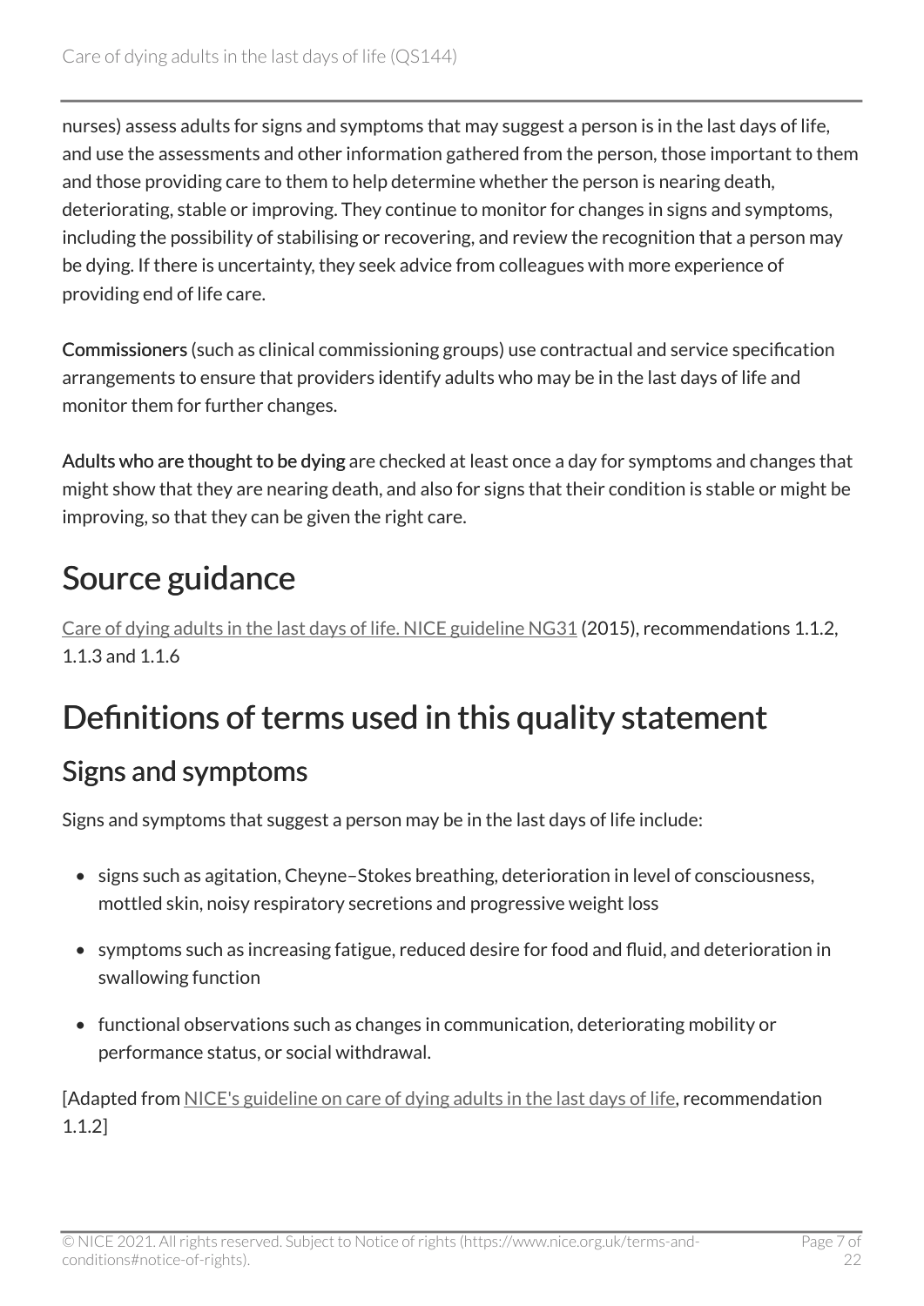nurses) assess adults for signs and symptoms that may suggest a person is in the last days of life, and use the assessments and other information gathered from the person, those important to them and those providing care to them to help determine whether the person is nearing death, deteriorating, stable or improving. They continue to monitor for changes in signs and symptoms, including the possibility of stabilising or recovering, and review the recognition that a person may be dying. If there is uncertainty, they seek advice from colleagues with more experience of providing end of life care.

**Commissioners** (such as clinical commissioning groups) use contractual and service specification arrangements to ensure that providers identify adults who may be in the last days of life and monitor them for further changes.

**Adults who are thought to be dying** are checked at least once a day for symptoms and changes that might show that they are nearing death, and also for signs that their condition is stable or might be improving, so that they can be given the right care.

# Source guidance

Care of dying adults in the last days of life. NICE guideline NG31 (2015), recommendations 1.1.2, 1.1.3 and 1.1.6

# Definitions of terms used in this quality statement

## Signs and symptoms

Signs and symptoms that suggest a person may be in the last days of life include:

- signs such as agitation, Cheyne–Stokes breathing, deterioration in level of consciousness, mottled skin, noisy respiratory secretions and progressive weight loss
- symptoms such as increasing fatigue, reduced desire for food and fluid, and deterioration in swallowing function
- functional observations such as changes in communication, deteriorating mobility or performance status, or social withdrawal.

[Adapted from NICE's guideline on care of dying adults in the last days of life, recommendation 1.1.2]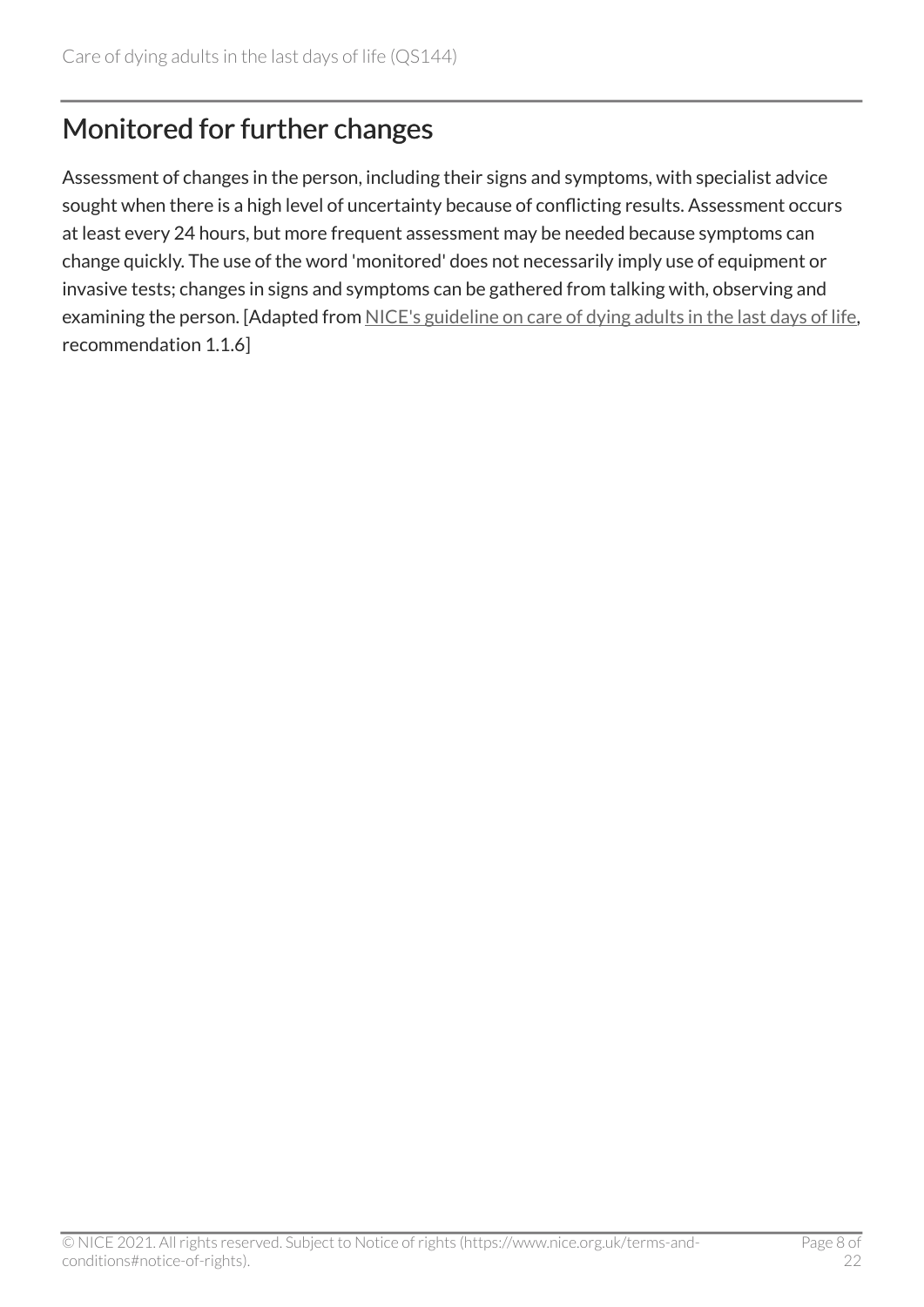## Monitored for further changes

Assessment of changes in the person, including their signs and symptoms, with specialist advice sought when there is a high level of uncertainty because of conflicting results. Assessment occurs at least every 24 hours, but more frequent assessment may be needed because symptoms can change quickly. The use of the word 'monitored' does not necessarily imply use of equipment or invasive tests; changes in signs and symptoms can be gathered from talking with, observing and examining the person. [Adapted from NICE's guideline on care of dying adults in the last days of life, recommendation 1.1.6]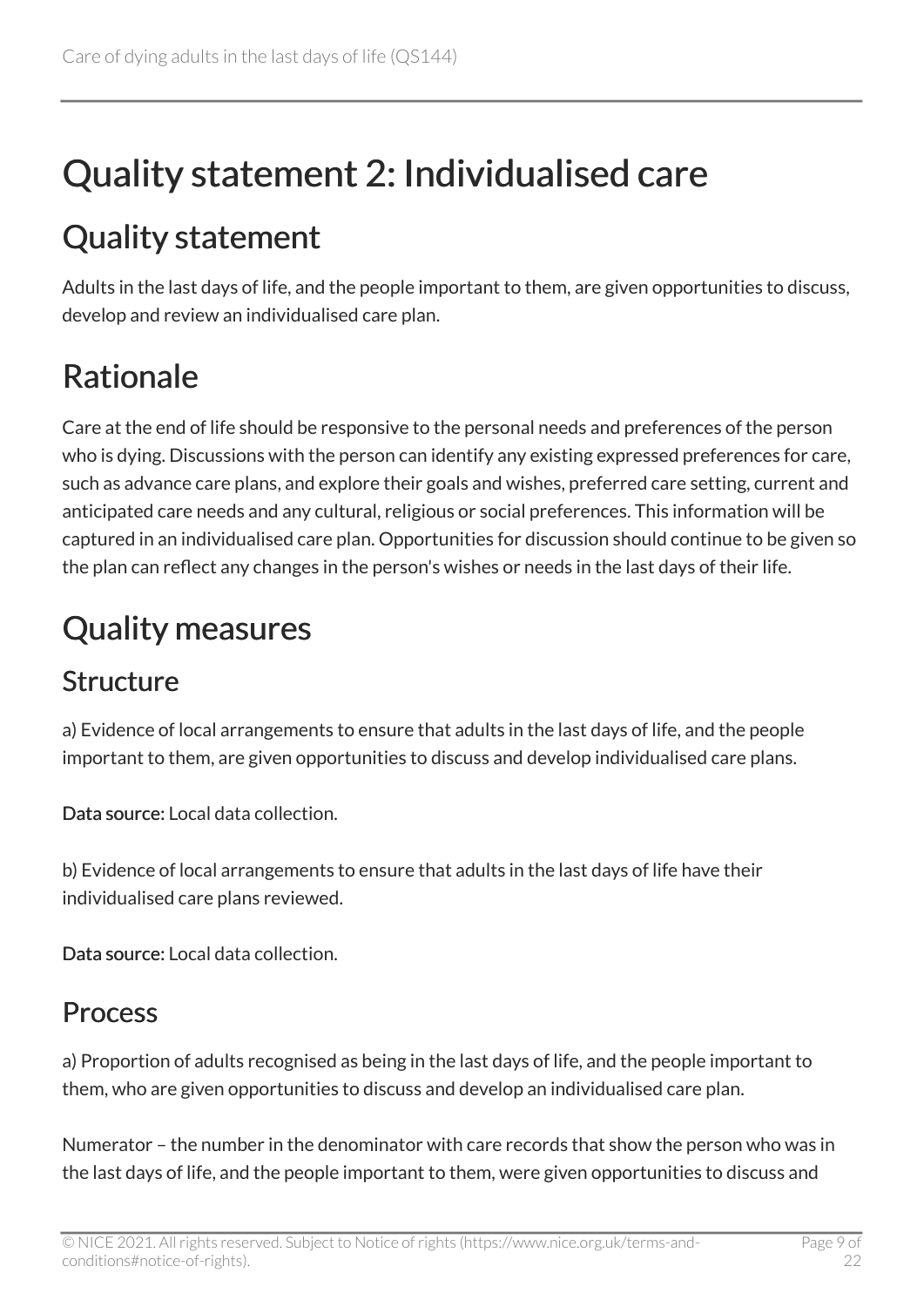# Quality statement 2: Individualised care

## Quality statement

Adults in the last days of life, and the people important to them, are given opportunities to discuss, develop and review an individualised care plan.

## Rationale

Care at the end of life should be responsive to the personal needs and preferences of the person who is dying. Discussions with the person can identify any existing expressed preferences for care, such as advance care plans, and explore their goals and wishes, preferred care setting, current and anticipated care needs and any cultural, religious or social preferences. This information will be captured in an individualised care plan. Opportunities for discussion should continue to be given so the plan can reflect any changes in the person's wishes or needs in the last days of their life.

## Quality measures

### Structure

a) Evidence of local arrangements to ensure that adults in the last days of life, and the people important to them, are given opportunities to discuss and develop individualised care plans.

**Data source:** Local data collection.

b) Evidence of local arrangements to ensure that adults in the last days of life have their individualised care plans reviewed.

**Data source:** Local data collection.

### Process

a) Proportion of adults recognised as being in the last days of life, and the people important to them, who are given opportunities to discuss and develop an individualised care plan.

Numerator – the number in the denominator with care records that show the person who was in the last days of life, and the people important to them, were given opportunities to discuss and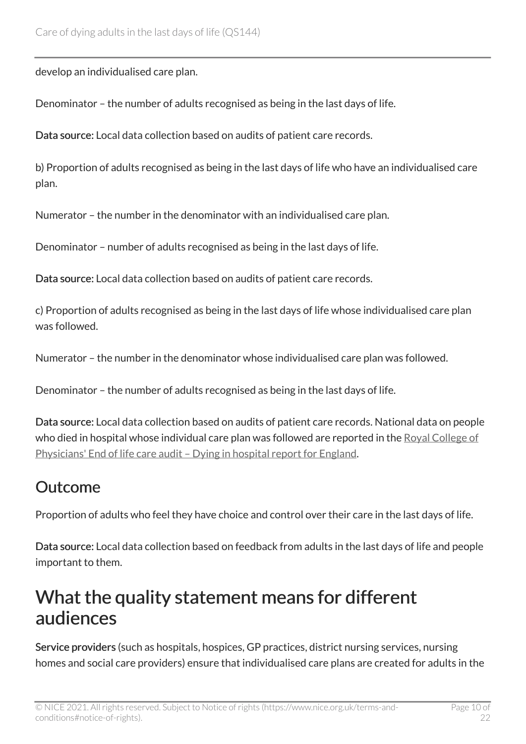develop an individualised care plan.

Denominator – the number of adults recognised as being in the last days of life.

**Data source:** Local data collection based on audits of patient care records.

b) Proportion of adults recognised as being in the last days of life who have an individualised care plan.

Numerator – the number in the denominator with an individualised care plan.

Denominator – number of adults recognised as being in the last days of life.

**Data source:** Local data collection based on audits of patient care records.

c) Proportion of adults recognised as being in the last days of life whose individualised care plan was followed.

Numerator – the number in the denominator whose individualised care plan was followed.

Denominator – the number of adults recognised as being in the last days of life.

**Data source:** Local data collection based on audits of patient care records. National data on people who died in hospital whose individual care plan was followed are reported in the Royal College of Physicians' End of life care audit – Dying in hospital report for England.

## Outcome

Proportion of adults who feel they have choice and control over their care in the last days of life.

**Data source:** Local data collection based on feedback from adults in the last days of life and people important to them.

# What the quality statement means for different audiences

**Service providers** (such as hospitals, hospices, GP practices, district nursing services, nursing homes and social care providers) ensure that individualised care plans are created for adults in the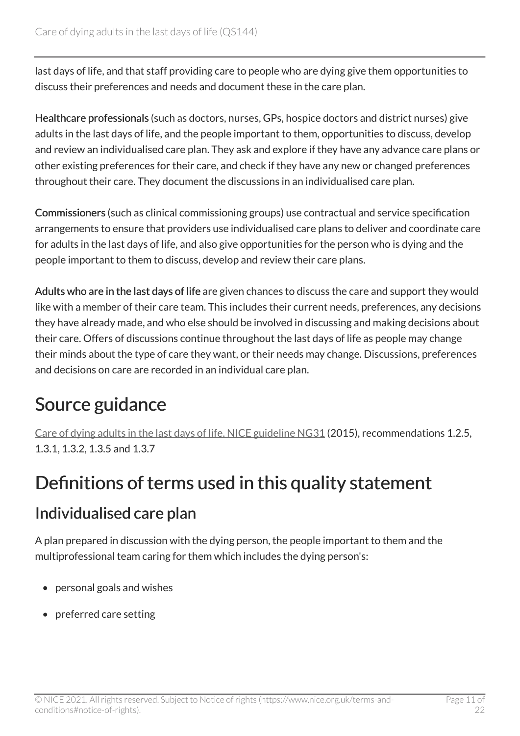last days of life, and that staff providing care to people who are dying give them opportunities to discuss their preferences and needs and document these in the care plan.

**Healthcare professionals** (such as doctors, nurses, GPs, hospice doctors and district nurses) give adults in the last days of life, and the people important to them, opportunities to discuss, develop and review an individualised care plan. They ask and explore if they have any advance care plans or other existing preferences for their care, and check if they have any new or changed preferences throughout their care. They document the discussions in an individualised care plan.

**Commissioners** (such as clinical commissioning groups) use contractual and service specification arrangements to ensure that providers use individualised care plans to deliver and coordinate care for adults in the last days of life, and also give opportunities for the person who is dying and the people important to them to discuss, develop and review their care plans.

**Adults who are in the last days of life** are given chances to discuss the care and support they would like with a member of their care team. This includes their current needs, preferences, any decisions they have already made, and who else should be involved in discussing and making decisions about their care. Offers of discussions continue throughout the last days of life as people may change their minds about the type of care they want, or their needs may change. Discussions, preferences and decisions on care are recorded in an individual care plan.

# Source guidance

Care of dying adults in the last days of life. NICE guideline NG31 (2015), recommendations 1.2.5, 1.3.1, 1.3.2, 1.3.5 and 1.3.7

# Definitions of terms used in this quality statement

## Individualised care plan

A plan prepared in discussion with the dying person, the people important to them and the multiprofessional team caring for them which includes the dying person's:

- personal goals and wishes
- preferred care setting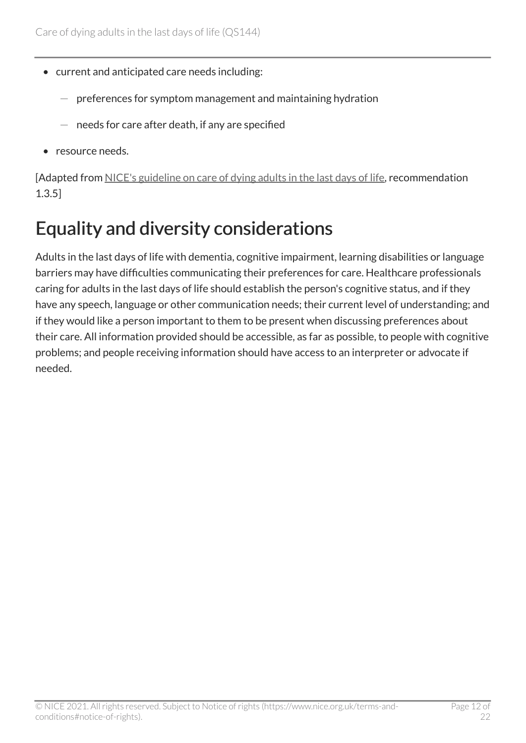- current and anticipated care needs including:
  - preferences for symptom management and maintaining hydration
  - needs for care after death, if any are specified
- resource needs.

[Adapted from NICE's guideline on care of dying adults in the last days of life, recommendation 1.3.5]

## Equality and diversity considerations

Adults in the last days of life with dementia, cognitive impairment, learning disabilities or language barriers may have difficulties communicating their preferences for care. Healthcare professionals caring for adults in the last days of life should establish the person's cognitive status, and if they have any speech, language or other communication needs; their current level of understanding; and if they would like a person important to them to be present when discussing preferences about their care. All information provided should be accessible, as far as possible, to people with cognitive problems; and people receiving information should have access to an interpreter or advocate if needed.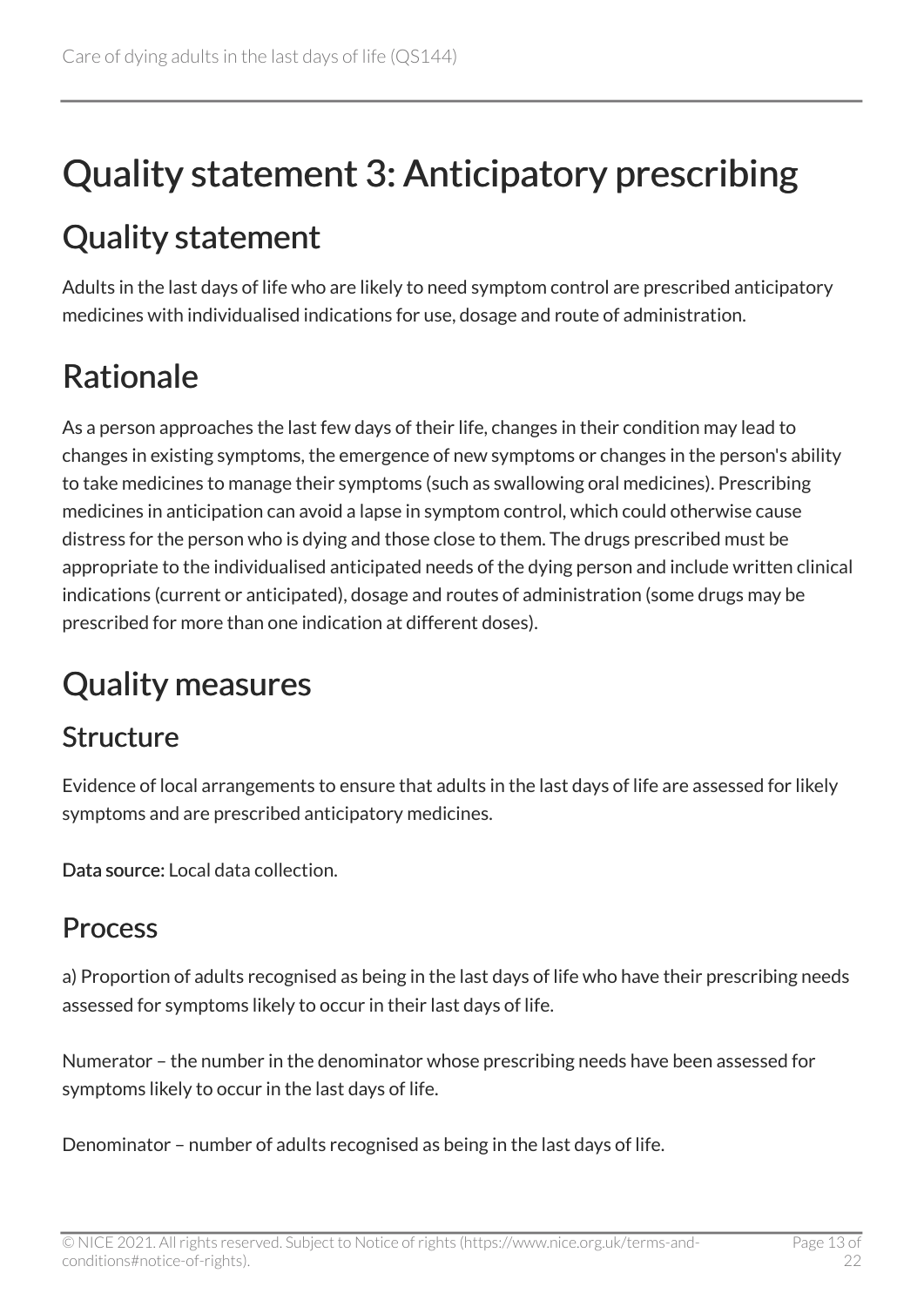# Quality statement 3: Anticipatory prescribing

## Quality statement

Adults in the last days of life who are likely to need symptom control are prescribed anticipatory medicines with individualised indications for use, dosage and route of administration.

## Rationale

As a person approaches the last few days of their life, changes in their condition may lead to changes in existing symptoms, the emergence of new symptoms or changes in the person's ability to take medicines to manage their symptoms (such as swallowing oral medicines). Prescribing medicines in anticipation can avoid a lapse in symptom control, which could otherwise cause distress for the person who is dying and those close to them. The drugs prescribed must be appropriate to the individualised anticipated needs of the dying person and include written clinical indications (current or anticipated), dosage and routes of administration (some drugs may be prescribed for more than one indication at different doses).

## Quality measures

### Structure

Evidence of local arrangements to ensure that adults in the last days of life are assessed for likely symptoms and are prescribed anticipatory medicines.

**Data source:** Local data collection.

### Process

a) Proportion of adults recognised as being in the last days of life who have their prescribing needs assessed for symptoms likely to occur in their last days of life.

Numerator – the number in the denominator whose prescribing needs have been assessed for symptoms likely to occur in the last days of life.

Denominator – number of adults recognised as being in the last days of life.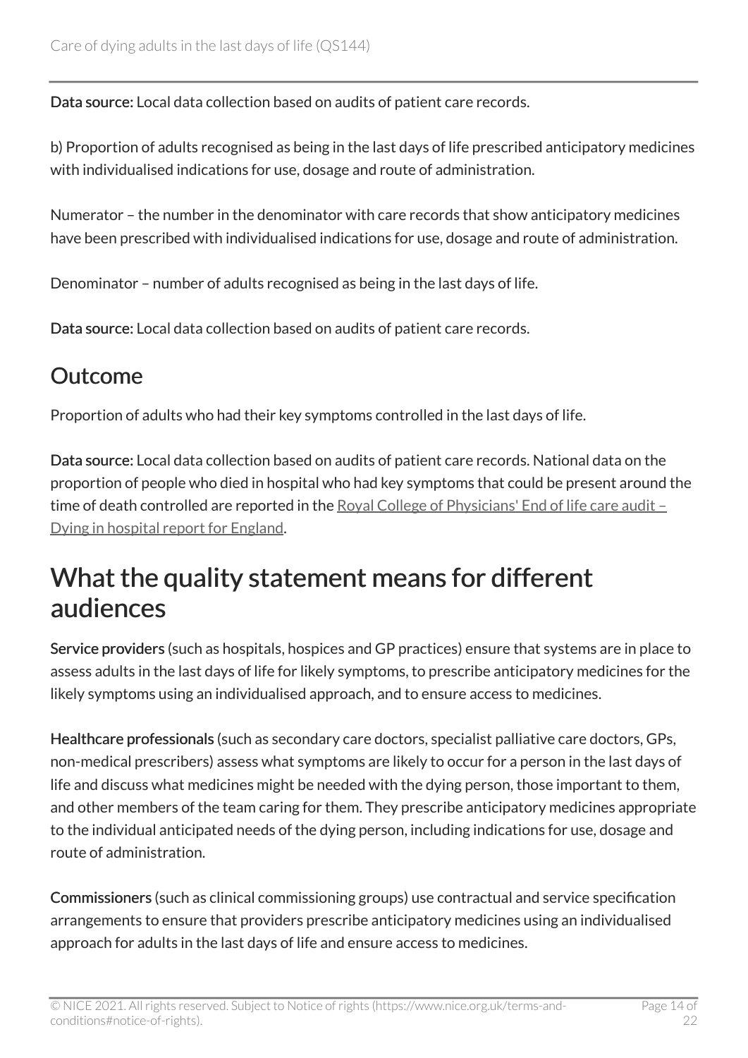**Data source:** Local data collection based on audits of patient care records.

b) Proportion of adults recognised as being in the last days of life prescribed anticipatory medicines with individualised indications for use, dosage and route of administration.

Numerator – the number in the denominator with care records that show anticipatory medicines have been prescribed with individualised indications for use, dosage and route of administration.

Denominator – number of adults recognised as being in the last days of life.

**Data source:** Local data collection based on audits of patient care records.

## Outcome

Proportion of adults who had their key symptoms controlled in the last days of life.

**Data source:** Local data collection based on audits of patient care records. National data on the proportion of people who died in hospital who had key symptoms that could be present around the time of death controlled are reported in the Royal College of Physicians' End of life care audit – Dying in hospital report for England.

# What the quality statement means for different audiences

**Service providers** (such as hospitals, hospices and GP practices) ensure that systems are in place to assess adults in the last days of life for likely symptoms, to prescribe anticipatory medicines for the likely symptoms using an individualised approach, and to ensure access to medicines.

**Healthcare professionals** (such as secondary care doctors, specialist palliative care doctors, GPs, non-medical prescribers) assess what symptoms are likely to occur for a person in the last days of life and discuss what medicines might be needed with the dying person, those important to them, and other members of the team caring for them. They prescribe anticipatory medicines appropriate to the individual anticipated needs of the dying person, including indications for use, dosage and route of administration.

**Commissioners** (such as clinical commissioning groups) use contractual and service specification arrangements to ensure that providers prescribe anticipatory medicines using an individualised approach for adults in the last days of life and ensure access to medicines.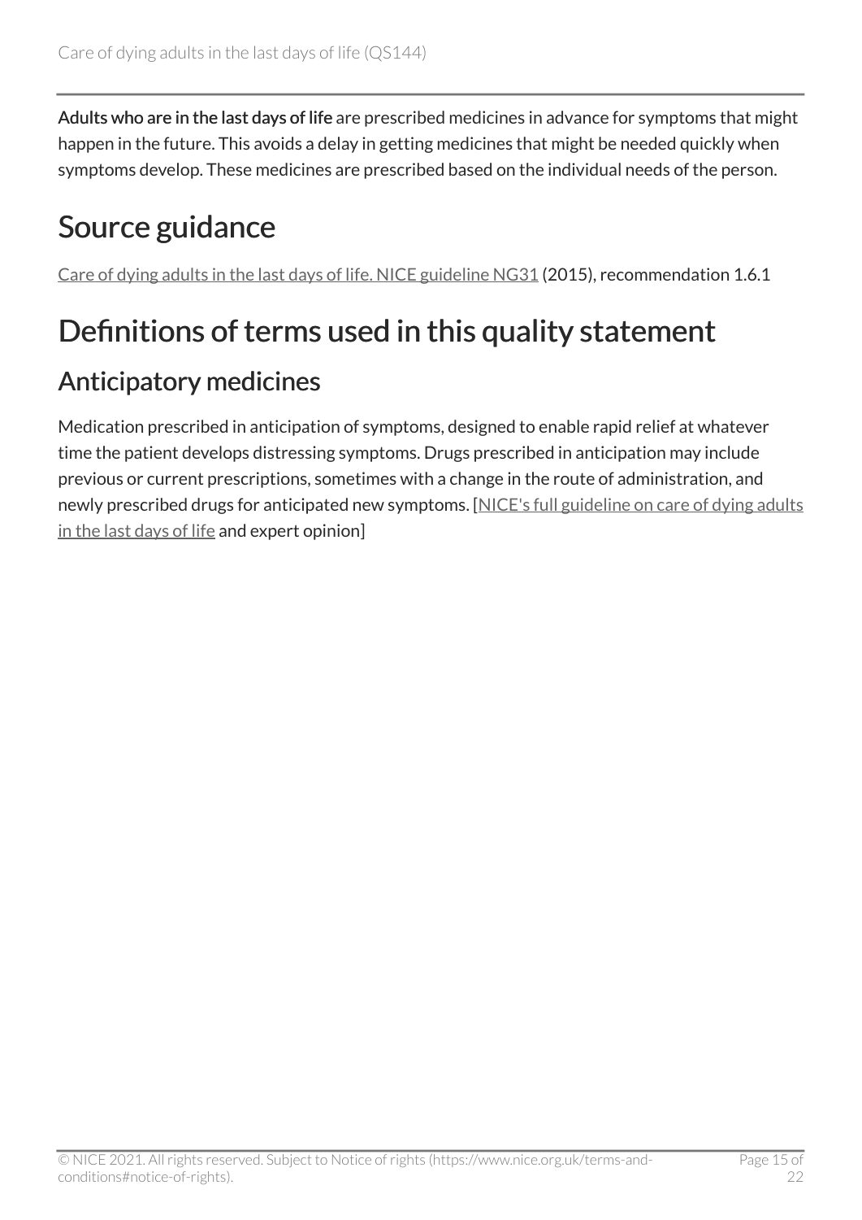**Adults who are in the last days of life** are prescribed medicines in advance for symptoms that might happen in the future. This avoids a delay in getting medicines that might be needed quickly when symptoms develop. These medicines are prescribed based on the individual needs of the person.

# Source guidance

Care of dying adults in the last days of life. NICE guideline NG31 (2015), recommendation 1.6.1

# Definitions of terms used in this quality statement

## Anticipatory medicines

Medication prescribed in anticipation of symptoms, designed to enable rapid relief at whatever time the patient develops distressing symptoms. Drugs prescribed in anticipation may include previous or current prescriptions, sometimes with a change in the route of administration, and newly prescribed drugs for anticipated new symptoms. [NICE's full guideline on care of dying adults in the last days of life and expert opinion]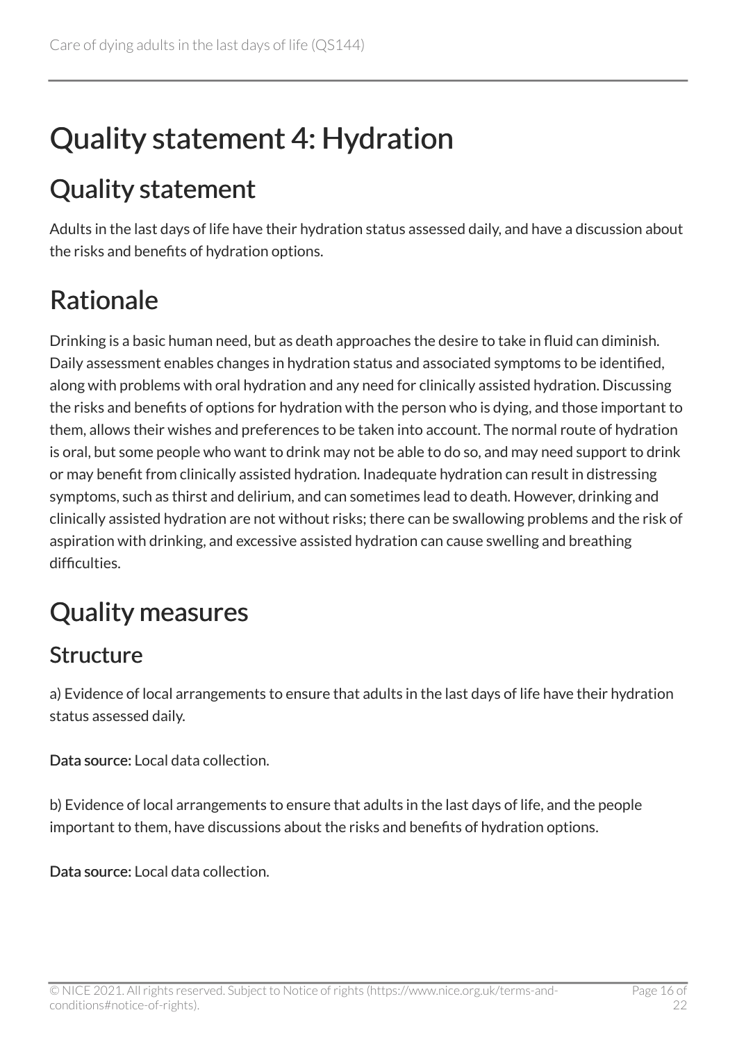# Quality statement 4: Hydration

## Quality statement

Adults in the last days of life have their hydration status assessed daily, and have a discussion about the risks and benefits of hydration options.

## Rationale

Drinking is a basic human need, but as death approaches the desire to take in fluid can diminish. Daily assessment enables changes in hydration status and associated symptoms to be identified, along with problems with oral hydration and any need for clinically assisted hydration. Discussing the risks and benefits of options for hydration with the person who is dying, and those important to them, allows their wishes and preferences to be taken into account. The normal route of hydration is oral, but some people who want to drink may not be able to do so, and may need support to drink or may benefit from clinically assisted hydration. Inadequate hydration can result in distressing symptoms, such as thirst and delirium, and can sometimes lead to death. However, drinking and clinically assisted hydration are not without risks; there can be swallowing problems and the risk of aspiration with drinking, and excessive assisted hydration can cause swelling and breathing difficulties.

## Quality measures

### Structure

a) Evidence of local arrangements to ensure that adults in the last days of life have their hydration status assessed daily.

**Data source:** Local data collection.

b) Evidence of local arrangements to ensure that adults in the last days of life, and the people important to them, have discussions about the risks and benefits of hydration options.

**Data source:** Local data collection.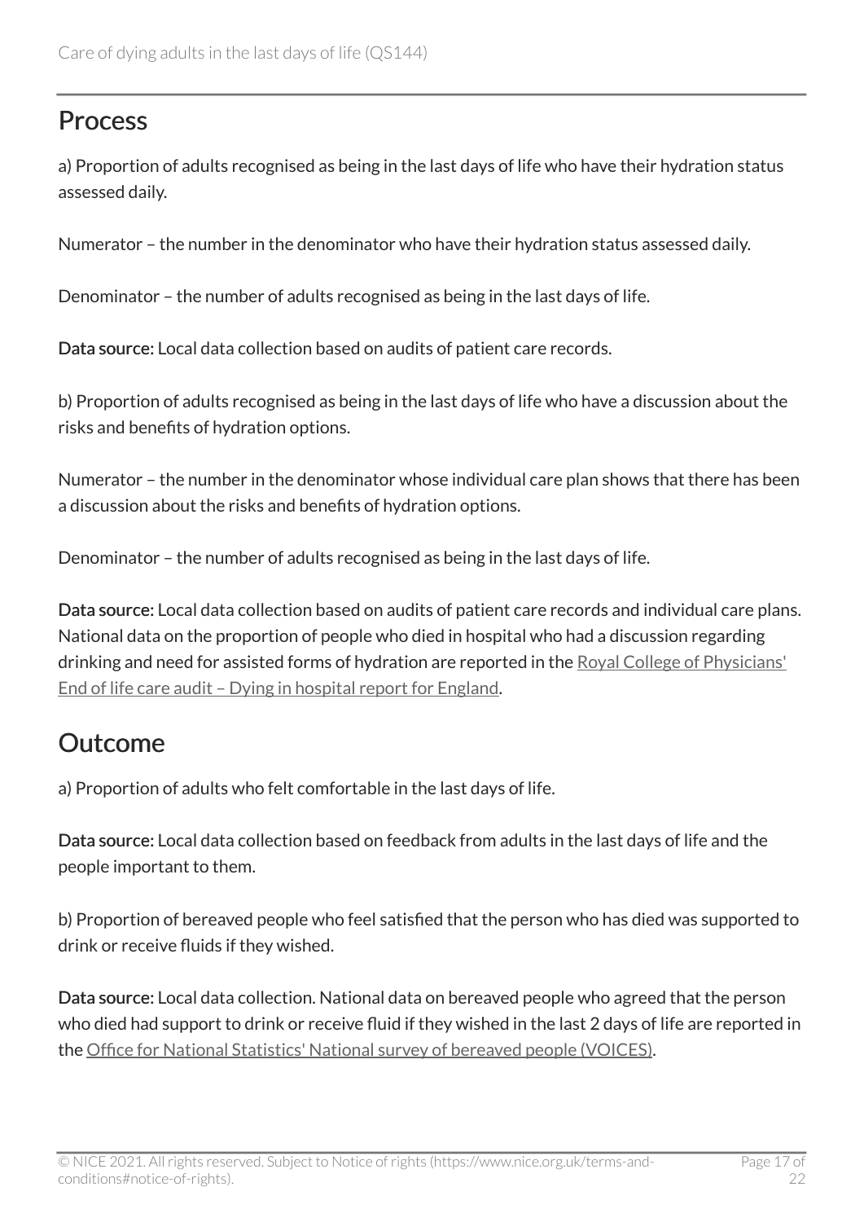## Process

a) Proportion of adults recognised as being in the last days of life who have their hydration status assessed daily.

Numerator – the number in the denominator who have their hydration status assessed daily.

Denominator – the number of adults recognised as being in the last days of life.

**Data source:** Local data collection based on audits of patient care records.

b) Proportion of adults recognised as being in the last days of life who have a discussion about the risks and benefits of hydration options.

Numerator – the number in the denominator whose individual care plan shows that there has been a discussion about the risks and benefits of hydration options.

Denominator – the number of adults recognised as being in the last days of life.

**Data source:** Local data collection based on audits of patient care records and individual care plans. National data on the proportion of people who died in hospital who had a discussion regarding drinking and need for assisted forms of hydration are reported in the Royal College of Physicians' End of life care audit – Dying in hospital report for England.

## Outcome

a) Proportion of adults who felt comfortable in the last days of life.

**Data source:** Local data collection based on feedback from adults in the last days of life and the people important to them.

b) Proportion of bereaved people who feel satisfied that the person who has died was supported to drink or receive fluids if they wished.

**Data source:** Local data collection. National data on bereaved people who agreed that the person who died had support to drink or receive fluid if they wished in the last 2 days of life are reported in the Office for National Statistics' National survey of bereaved people (VOICES).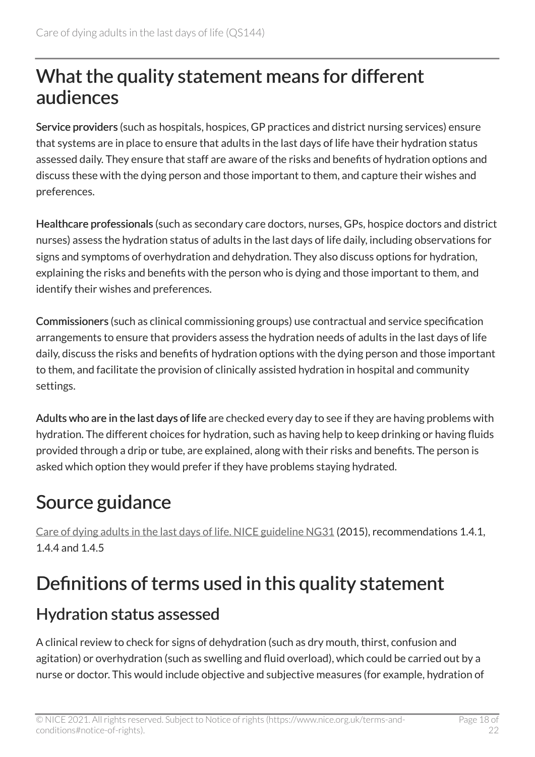## What the quality statement means for different audiences

**Service providers** (such as hospitals, hospices, GP practices and district nursing services) ensure that systems are in place to ensure that adults in the last days of life have their hydration status assessed daily. They ensure that staff are aware of the risks and benefits of hydration options and discuss these with the dying person and those important to them, and capture their wishes and preferences.

**Healthcare professionals** (such as secondary care doctors, nurses, GPs, hospice doctors and district nurses) assess the hydration status of adults in the last days of life daily, including observations for signs and symptoms of overhydration and dehydration. They also discuss options for hydration, explaining the risks and benefits with the person who is dying and those important to them, and identify their wishes and preferences.

**Commissioners** (such as clinical commissioning groups) use contractual and service specification arrangements to ensure that providers assess the hydration needs of adults in the last days of life daily, discuss the risks and benefits of hydration options with the dying person and those important to them, and facilitate the provision of clinically assisted hydration in hospital and community settings.

**Adults who are in the last days of life** are checked every day to see if they are having problems with hydration. The different choices for hydration, such as having help to keep drinking or having fluids provided through a drip or tube, are explained, along with their risks and benefits. The person is asked which option they would prefer if they have problems staying hydrated.

## Source guidance

Care of dying adults in the last days of life. NICE guideline NG31 (2015), recommendations 1.4.1, 1.4.4 and 1.4.5

## Definitions of terms used in this quality statement

### Hydration status assessed

A clinical review to check for signs of dehydration (such as dry mouth, thirst, confusion and agitation) or overhydration (such as swelling and fluid overload), which could be carried out by a nurse or doctor. This would include objective and subjective measures (for example, hydration of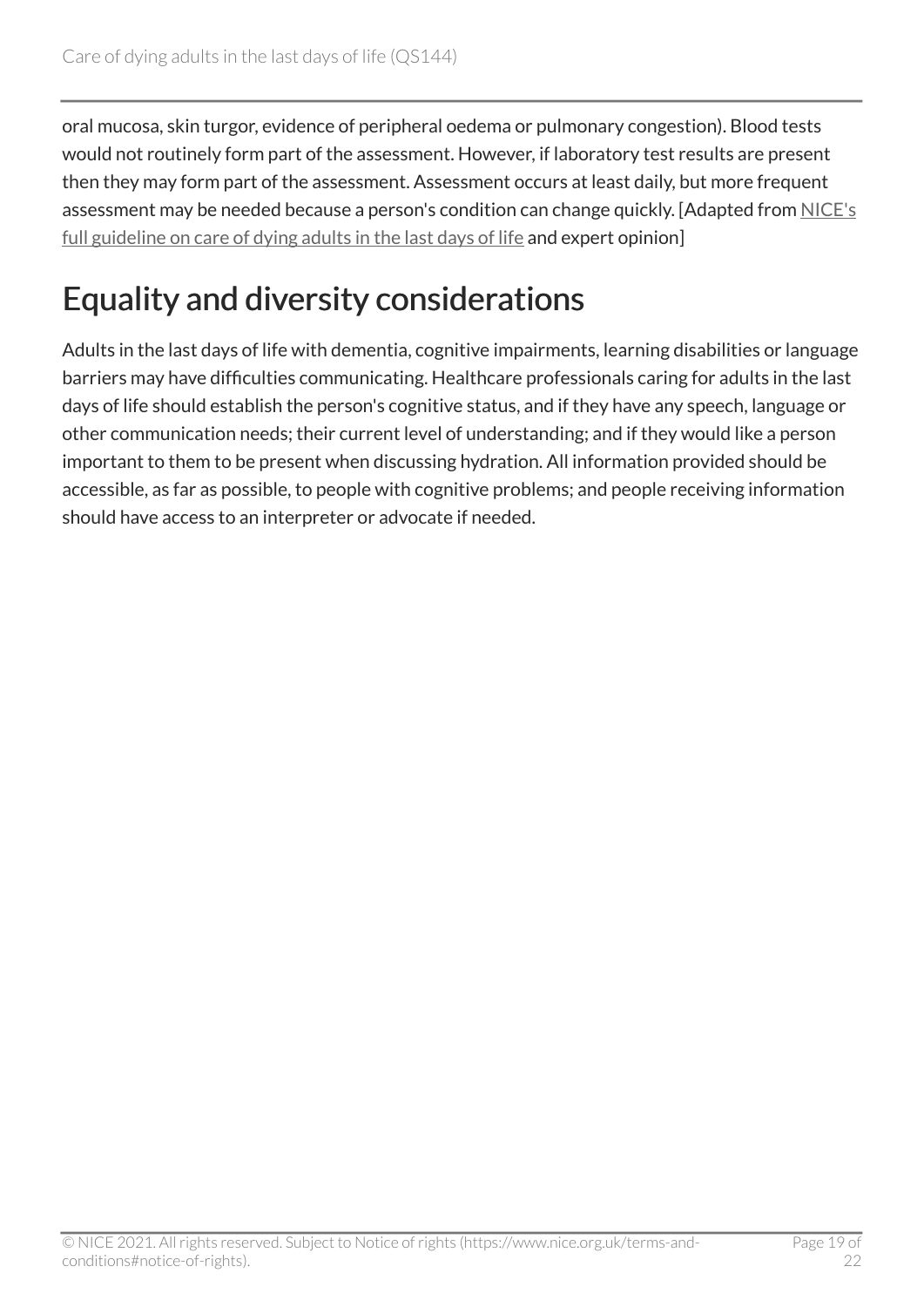oral mucosa, skin turgor, evidence of peripheral oedema or pulmonary congestion). Blood tests would not routinely form part of the assessment. However, if laboratory test results are present then they may form part of the assessment. Assessment occurs at least daily, but more frequent assessment may be needed because a person's condition can change quickly. [Adapted from NICE's full guideline on care of dying adults in the last days of life and expert opinion]

## Equality and diversity considerations

Adults in the last days of life with dementia, cognitive impairments, learning disabilities or language barriers may have difficulties communicating. Healthcare professionals caring for adults in the last days of life should establish the person's cognitive status, and if they have any speech, language or other communication needs; their current level of understanding; and if they would like a person important to them to be present when discussing hydration. All information provided should be accessible, as far as possible, to people with cognitive problems; and people receiving information should have access to an interpreter or advocate if needed.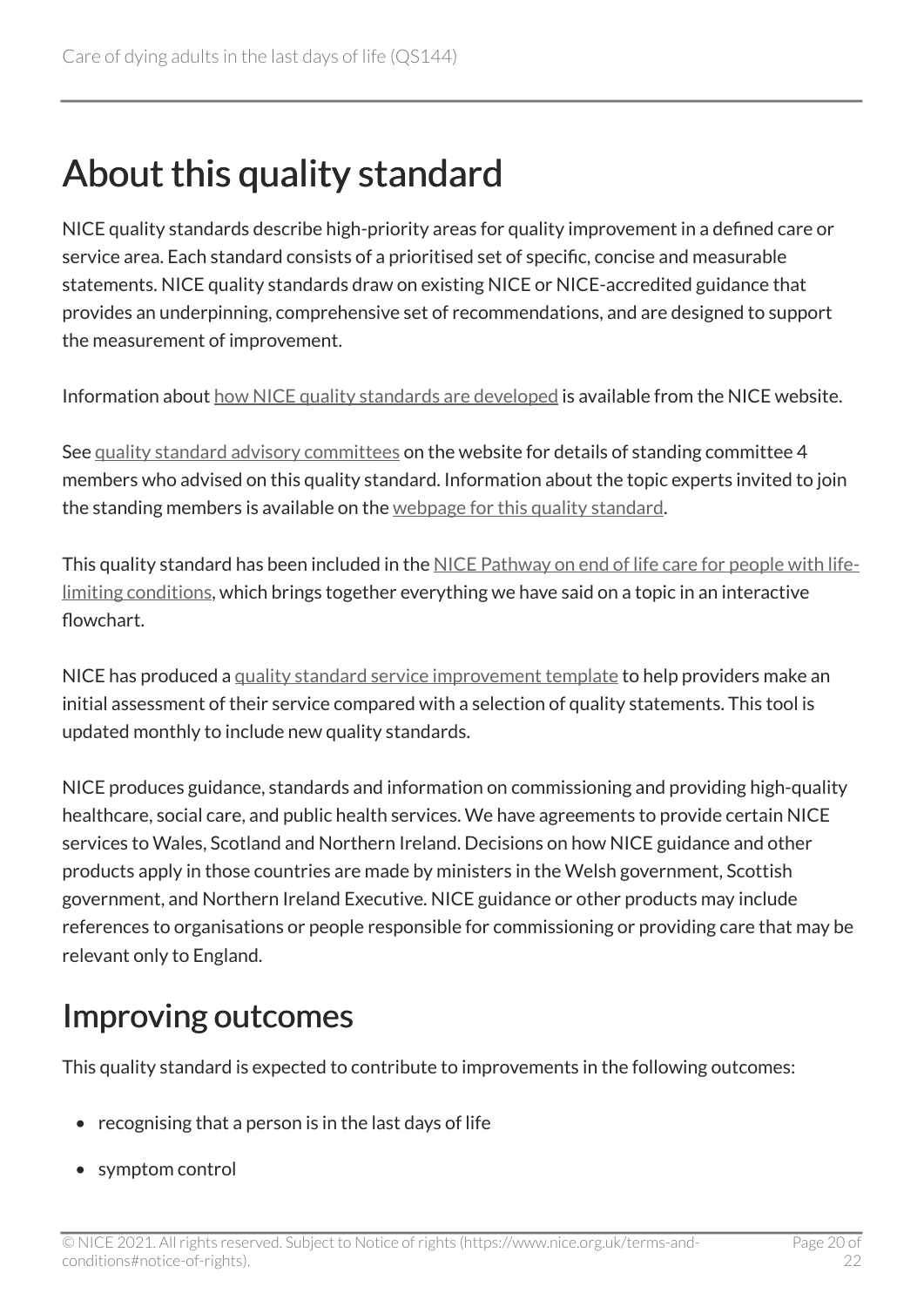# About this quality standard

NICE quality standards describe high-priority areas for quality improvement in a defined care or service area. Each standard consists of a prioritised set of specific, concise and measurable statements. NICE quality standards draw on existing NICE or NICE-accredited guidance that provides an underpinning, comprehensive set of recommendations, and are designed to support the measurement of improvement.

Information about how NICE quality standards are developed is available from the NICE website.

See quality standard advisory committees on the website for details of standing committee 4 members who advised on this quality standard. Information about the topic experts invited to join the standing members is available on the webpage for this quality standard.

This quality standard has been included in the NICE Pathway on end of life care for people with life-limiting conditions, which brings together everything we have said on a topic in an interactive flowchart.

NICE has produced a quality standard service improvement template to help providers make an initial assessment of their service compared with a selection of quality statements. This tool is updated monthly to include new quality standards.

NICE produces guidance, standards and information on commissioning and providing high-quality healthcare, social care, and public health services. We have agreements to provide certain NICE services to Wales, Scotland and Northern Ireland. Decisions on how NICE guidance and other products apply in those countries are made by ministers in the Welsh government, Scottish government, and Northern Ireland Executive. NICE guidance or other products may include references to organisations or people responsible for commissioning or providing care that may be relevant only to England.

## Improving outcomes

This quality standard is expected to contribute to improvements in the following outcomes:

- recognising that a person is in the last days of life
- symptom control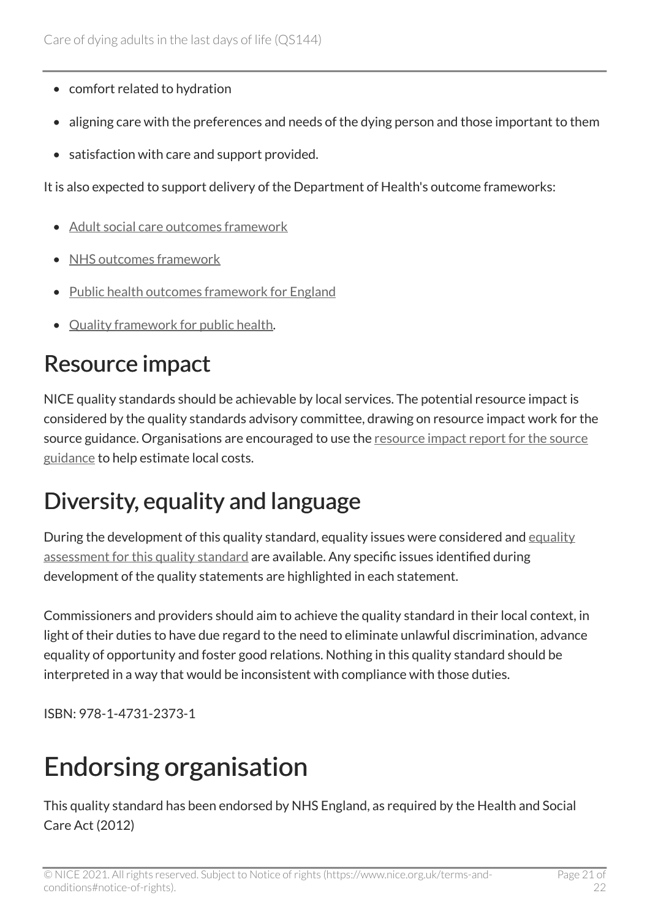- comfort related to hydration
- aligning care with the preferences and needs of the dying person and those important to them
- satisfaction with care and support provided.

It is also expected to support delivery of the Department of Health's outcome frameworks:

- Adult social care outcomes framework
- NHS outcomes framework
- Public health outcomes framework for England
- Quality framework for public health.

## Resource impact

NICE quality standards should be achievable by local services. The potential resource impact is considered by the quality standards advisory committee, drawing on resource impact work for the source guidance. Organisations are encouraged to use the resource impact report for the source guidance to help estimate local costs.

## Diversity, equality and language

During the development of this quality standard, equality issues were considered and equality assessment for this quality standard are available. Any specific issues identified during development of the quality statements are highlighted in each statement.

Commissioners and providers should aim to achieve the quality standard in their local context, in light of their duties to have due regard to the need to eliminate unlawful discrimination, advance equality of opportunity and foster good relations. Nothing in this quality standard should be interpreted in a way that would be inconsistent with compliance with those duties.

ISBN: 978-1-4731-2373-1

# Endorsing organisation

This quality standard has been endorsed by NHS England, as required by the Health and Social Care Act (2012)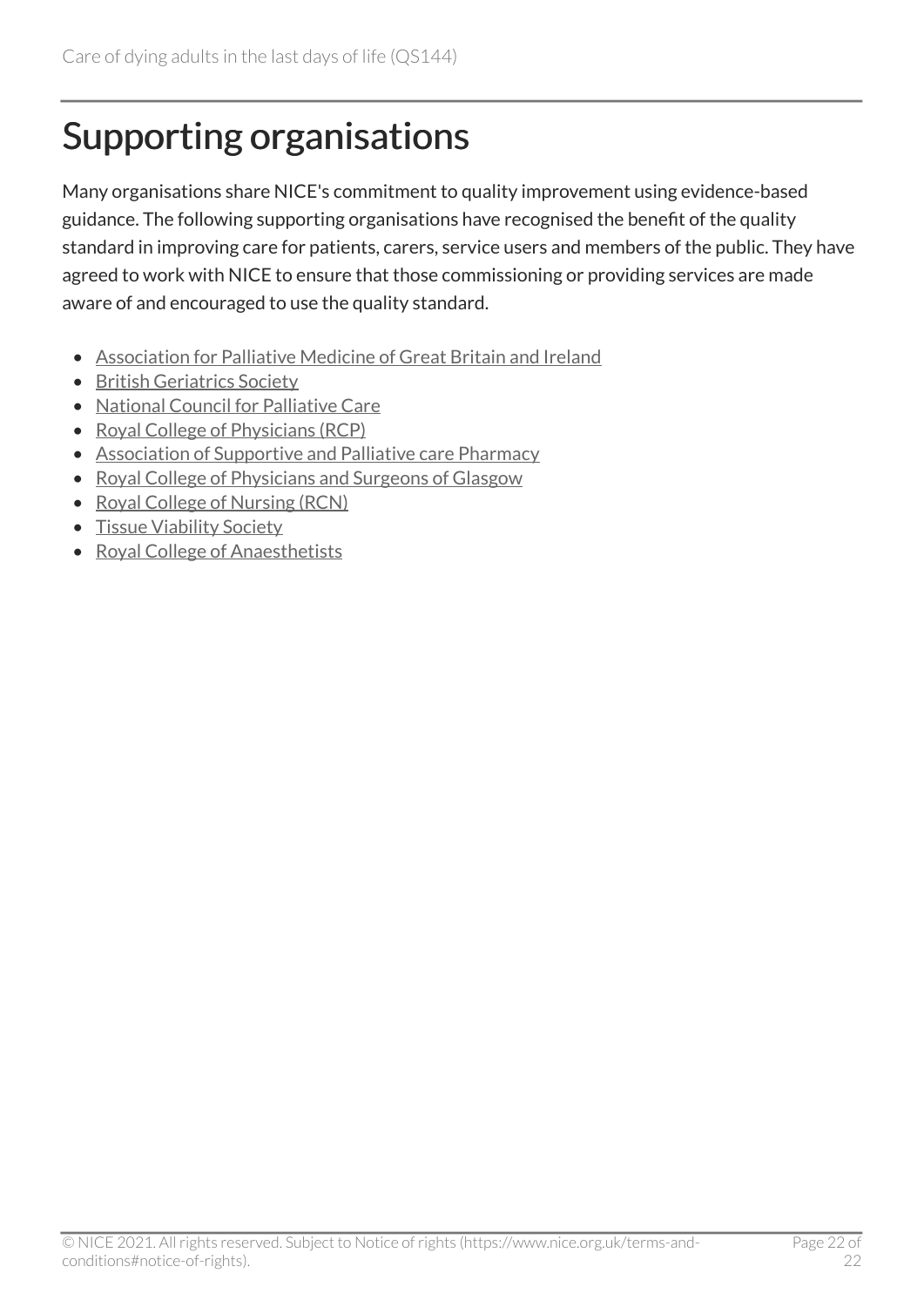# Supporting organisations

Many organisations share NICE's commitment to quality improvement using evidence-based guidance. The following supporting organisations have recognised the benefit of the quality standard in improving care for patients, carers, service users and members of the public. They have agreed to work with NICE to ensure that those commissioning or providing services are made aware of and encouraged to use the quality standard.

- Association for Palliative Medicine of Great Britain and Ireland
- British Geriatrics Society
- National Council for Palliative Care
- Royal College of Physicians (RCP)
- Association of Supportive and Palliative care Pharmacy
- Royal College of Physicians and Surgeons of Glasgow
- Royal College of Nursing (RCN)
- Tissue Viability Society
- Royal College of Anaesthetists